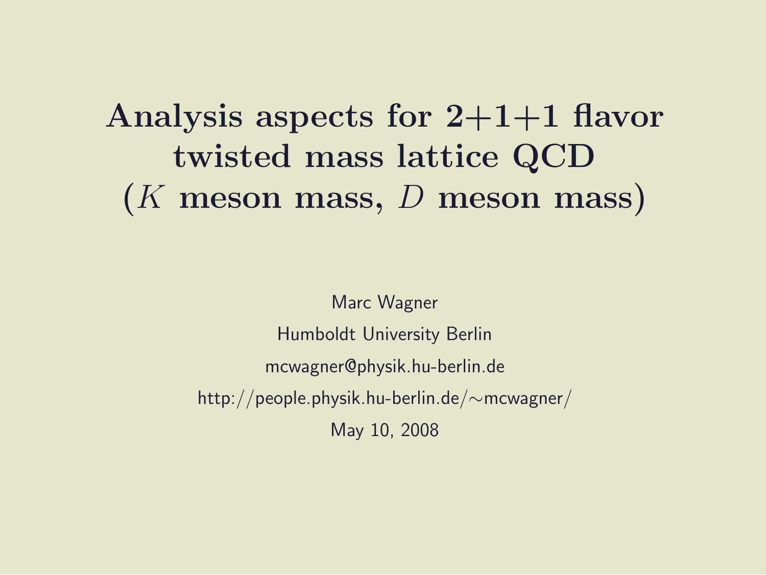# Analysis aspects for 2+1+1 flavor twisted mass lattice QCD ($K$ meson mass, $D$ meson mass)

Marc Wagner

Humboldt University Berlin

mcwagner@physik.hu-berlin.de

http://people.physik.hu-berlin.de/∼mcwagner/

May 10, 2008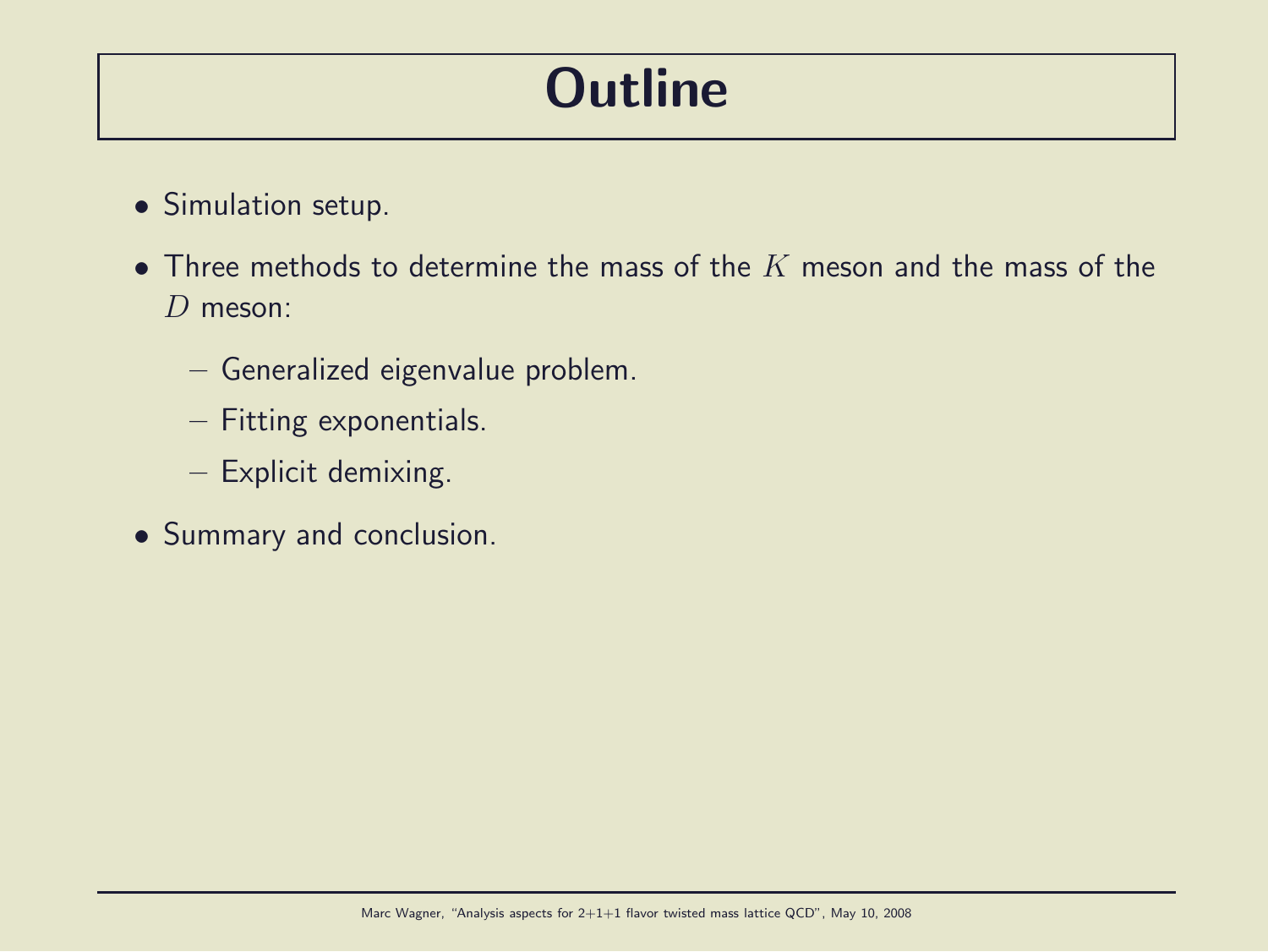# Outline

- Simulation setup.
- Three methods to determine the mass of the $K$ meson and the mass of the $D$ meson:
  - Generalized eigenvalue problem.
  - Fitting exponentials.
  - Explicit demixing.
- Summary and conclusion.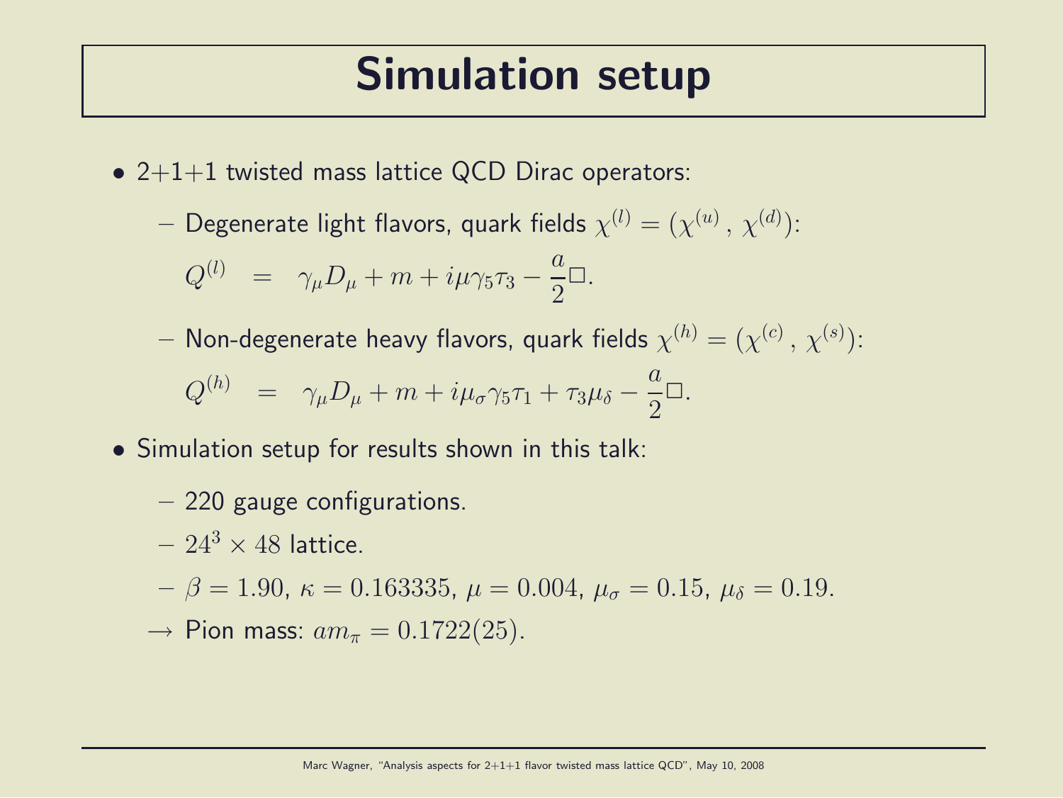# Simulation setup

- 2+1+1 twisted mass lattice QCD Dirac operators:
  - Degenerate light flavors, quark fields $\chi^{(l)} = (\chi^{(u)}\,,\,\chi^{(d)})$:

    $$Q^{(l)} \;\;=\;\; \gamma_\mu D_\mu + m + i\mu\gamma_5\tau_3 - \frac{a}{2}\Box.$$

  - Non-degenerate heavy flavors, quark fields $\chi^{(h)} = (\chi^{(c)}\,,\,\chi^{(s)})$:

    $$Q^{(h)} \;\;=\;\; \gamma_\mu D_\mu + m + i\mu_\sigma\gamma_5\tau_1 + \tau_3\mu_\delta - \frac{a}{2}\Box.$$

- Simulation setup for results shown in this talk:
  - 220 gauge configurations.
  - $24^3 \times 48$ lattice.
  - $\beta = 1.90$, $\kappa = 0.163335$, $\mu = 0.004$, $\mu_\sigma = 0.15$, $\mu_\delta = 0.19$.

  $\rightarrow$ Pion mass: $am_\pi = 0.1722(25)$.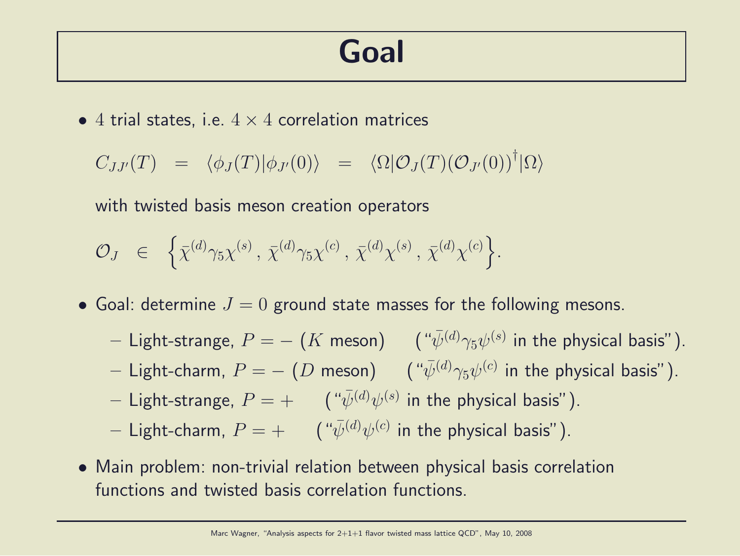# Goal

- 4 trial states, i.e. $4 \times 4$ correlation matrices

  $$C_{JJ'}(T) \;\; = \;\; \langle \phi_J(T) | \phi_{J'}(0) \rangle \;\; = \;\; \langle \Omega | \mathcal{O}_J(T) (\mathcal{O}_{J'}(0))^\dagger | \Omega \rangle$$

  with twisted basis meson creation operators

  $$\mathcal{O}_J \;\; \in \;\; \Big\{ \bar{\chi}^{(d)} \gamma_5 \chi^{(s)} \, , \, \bar{\chi}^{(d)} \gamma_5 \chi^{(c)} \, , \, \bar{\chi}^{(d)} \chi^{(s)} \, , \, \bar{\chi}^{(d)} \chi^{(c)} \Big\}.$$

- Goal: determine $J = 0$ ground state masses for the following mesons.
  - Light-strange, $P = -$ ($K$ meson) ("$\bar{\psi}^{(d)} \gamma_5 \psi^{(s)}$ in the physical basis").
  - Light-charm, $P = -$ ($D$ meson) ("$\bar{\psi}^{(d)} \gamma_5 \psi^{(c)}$ in the physical basis").
  - Light-strange, $P = +$ ("$\bar{\psi}^{(d)} \psi^{(s)}$ in the physical basis").
  - Light-charm, $P = +$ ("$\bar{\psi}^{(d)} \psi^{(c)}$ in the physical basis").

- Main problem: non-trivial relation between physical basis correlation functions and twisted basis correlation functions.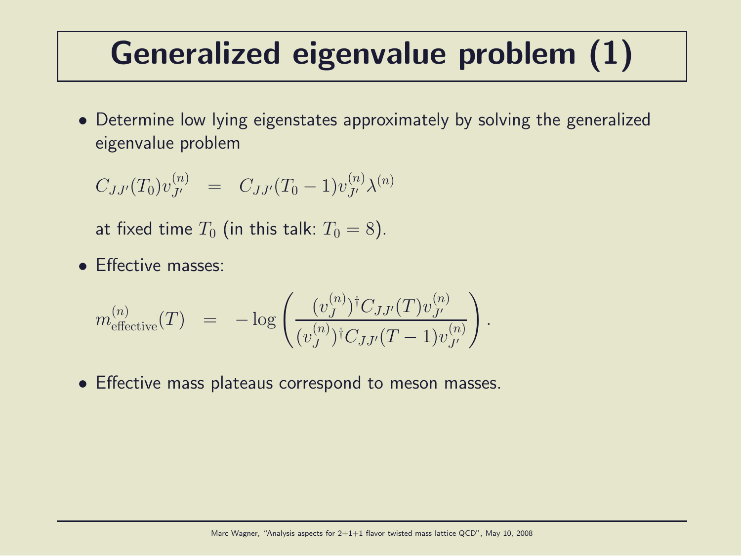# Generalized eigenvalue problem (1)

- Determine low lying eigenstates approximately by solving the generalized eigenvalue problem

$$C_{JJ'}(T_0)v_{J'}^{(n)} \quad = \quad C_{JJ'}(T_0-1)v_{J'}^{(n)}\lambda^{(n)}$$

  at fixed time $T_0$ (in this talk: $T_0 = 8$).

- Effective masses:

$$m_{\mathrm{effective}}^{(n)}(T) \quad = \quad -\log\left(\frac{(v_J^{(n)})^\dagger C_{JJ'}(T)v_{J'}^{(n)}}{(v_J^{(n)})^\dagger C_{JJ'}(T-1)v_{J'}^{(n)}}\right).$$

- Effective mass plateaus correspond to meson masses.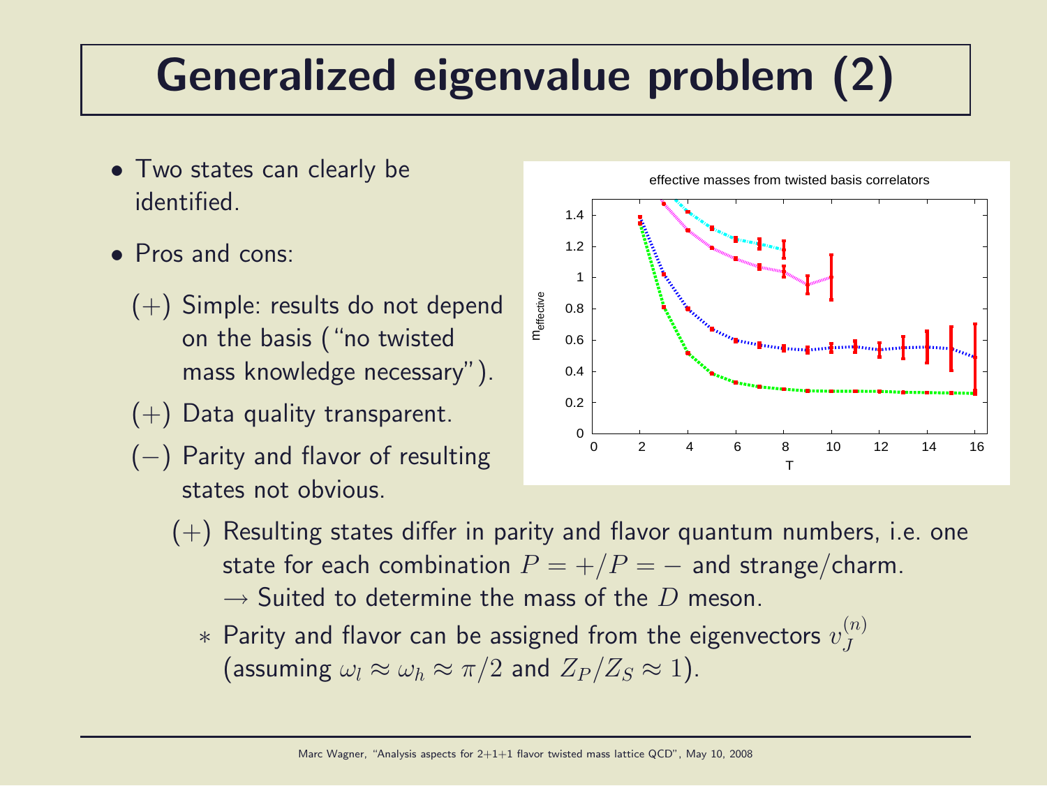# Generalized eigenvalue problem (2)

- Two states can clearly be identified.
- Pros and cons:
  - (+) Simple: results do not depend on the basis ("no twisted mass knowledge necessary").
  - (+) Data quality transparent.
  - (−) Parity and flavor of resulting states not obvious.
  - (+) Resulting states differ in parity and flavor quantum numbers, i.e. one state for each combination $P = +/P = -$ and strange/charm.
    $\rightarrow$ Suited to determine the mass of the $D$ meson.
    - * Parity and flavor can be assigned from the eigenvectors $v_J^{(n)}$ (assuming $\omega_l \approx \omega_h \approx \pi/2$ and $Z_P/Z_S \approx 1$).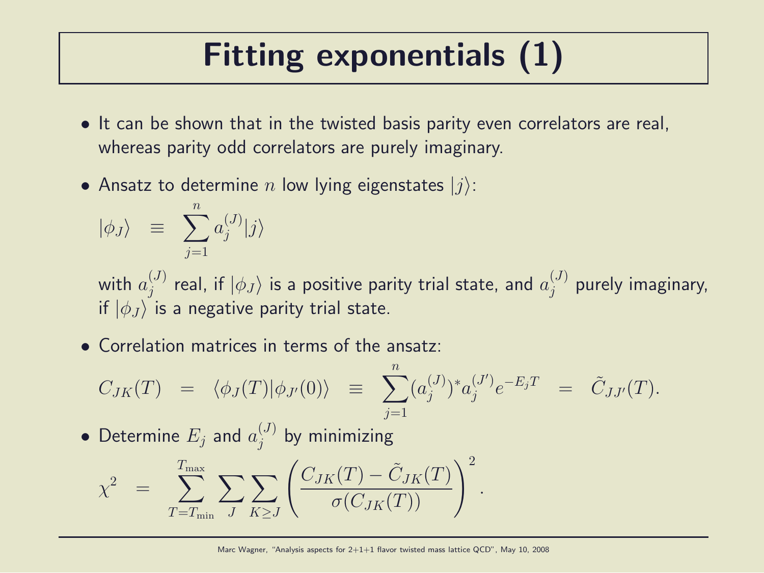# Fitting exponentials (1)

- It can be shown that in the twisted basis parity even correlators are real, whereas parity odd correlators are purely imaginary.

- Ansatz to determine $n$ low lying eigenstates $|j\rangle$:

$$|\phi_J\rangle \equiv \sum_{j=1}^{n} a_j^{(J)} |j\rangle$$

  with $a_j^{(J)}$ real, if $|\phi_J\rangle$ is a positive parity trial state, and $a_j^{(J)}$ purely imaginary, if $|\phi_J\rangle$ is a negative parity trial state.

- Correlation matrices in terms of the ansatz:

$$C_{JK}(T) = \langle \phi_J(T) | \phi_{J'}(0) \rangle \equiv \sum_{j=1}^{n} (a_j^{(J)})^* a_j^{(J')} e^{-E_j T} = \tilde{C}_{JJ'}(T).$$

- Determine $E_j$ and $a_j^{(J)}$ by minimizing

$$\chi^2 = \sum_{T=T_{\mathrm{min}}}^{T_{\mathrm{max}}} \sum_{J} \sum_{K \geq J} \left( \frac{C_{JK}(T) - \tilde{C}_{JK}(T)}{\sigma(C_{JK}(T))} \right)^2 .$$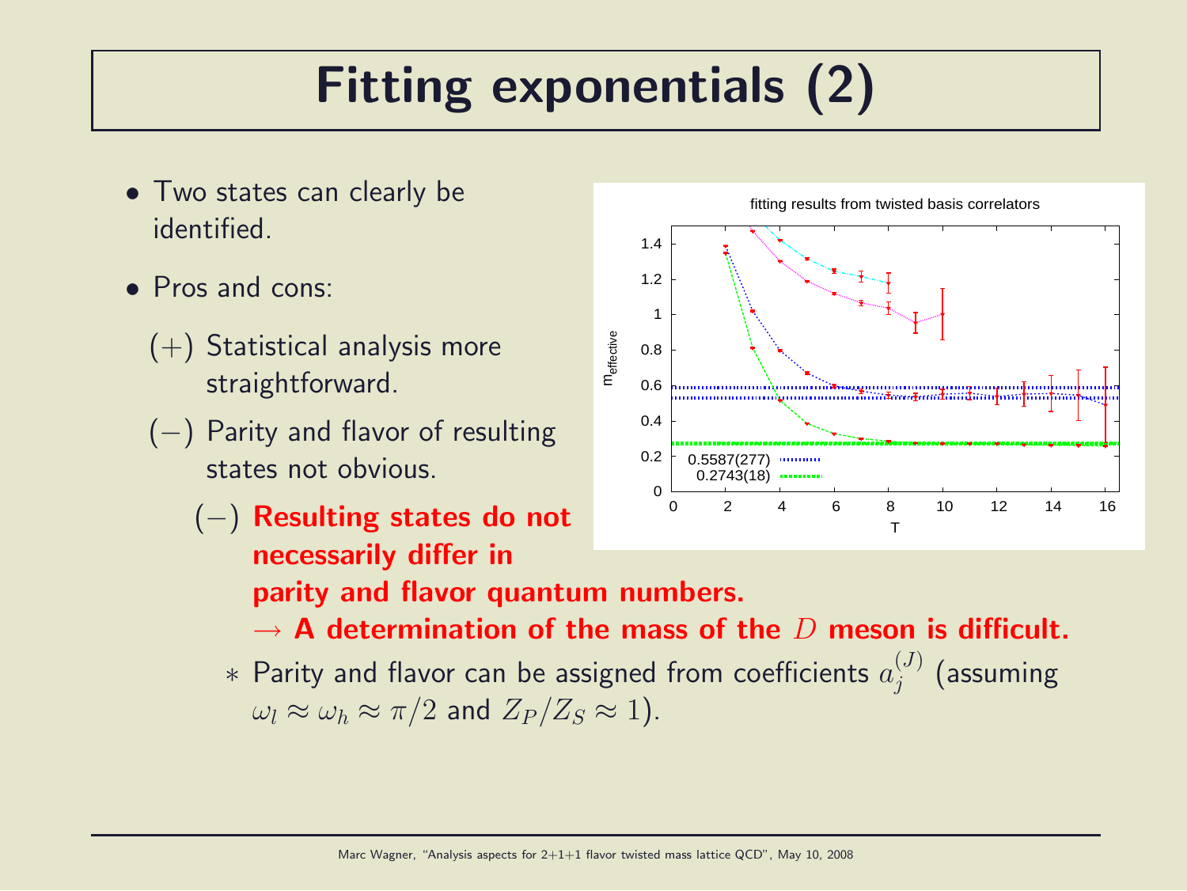# Fitting exponentials (2)

- Two states can clearly be identified.
- Pros and cons:
  - $(+)$ Statistical analysis more straightforward.
  - $(-)$ Parity and flavor of resulting states not obvious.
    - $(-)$ **Resulting states do not necessarily differ in parity and flavor quantum numbers.**
      **$\rightarrow$ A determination of the mass of the $D$ meson is difficult.**
  - $*$ Parity and flavor can be assigned from coefficients $a_j^{(J)}$ (assuming $\omega_l \approx \omega_h \approx \pi/2$ and $Z_P/Z_S \approx 1$).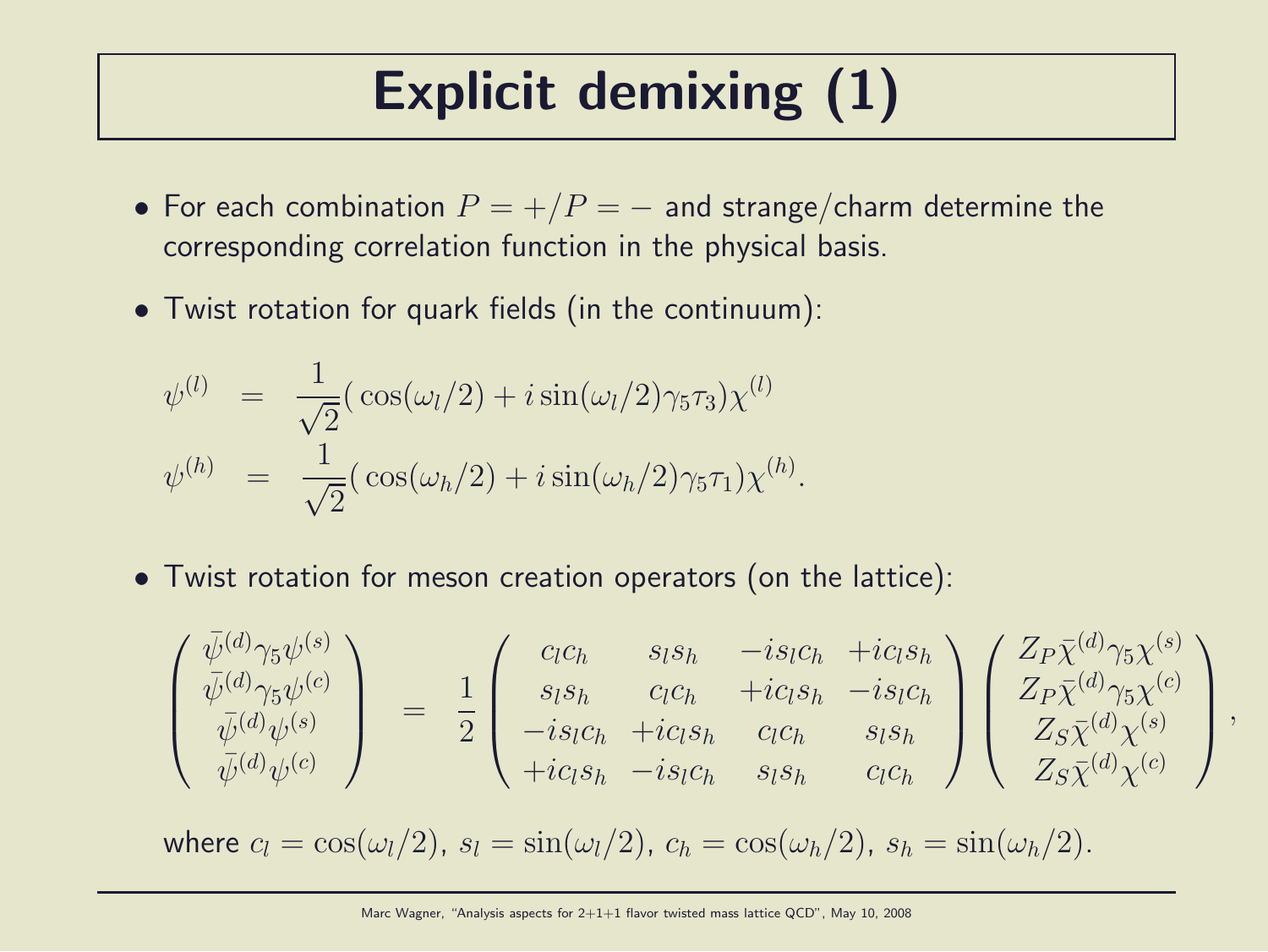# Explicit demixing (1)

- For each combination $P = +/P = -$ and strange/charm determine the corresponding correlation function in the physical basis.
- Twist rotation for quark fields (in the continuum):

$$
\begin{aligned}
\psi^{(l)} &= \frac{1}{\sqrt{2}}\big(\cos(\omega_l/2) + i\sin(\omega_l/2)\gamma_5\tau_3\big)\chi^{(l)} \\
\psi^{(h)} &= \frac{1}{\sqrt{2}}\big(\cos(\omega_h/2) + i\sin(\omega_h/2)\gamma_5\tau_1\big)\chi^{(h)}.
\end{aligned}
$$

- Twist rotation for meson creation operators (on the lattice):

$$
\begin{pmatrix} \bar{\psi}^{(d)}\gamma_5\psi^{(s)} \\ \bar{\psi}^{(d)}\gamma_5\psi^{(c)} \\ \bar{\psi}^{(d)}\psi^{(s)} \\ \bar{\psi}^{(d)}\psi^{(c)} \end{pmatrix} = \frac{1}{2}\begin{pmatrix} c_l c_h & s_l s_h & -i s_l c_h & +i c_l s_h \\ s_l s_h & c_l c_h & +i c_l s_h & -i s_l c_h \\ -i s_l c_h & +i c_l s_h & c_l c_h & s_l s_h \\ +i c_l s_h & -i s_l c_h & s_l s_h & c_l c_h \end{pmatrix} \begin{pmatrix} Z_P \bar{\chi}^{(d)}\gamma_5\chi^{(s)} \\ Z_P \bar{\chi}^{(d)}\gamma_5\chi^{(c)} \\ Z_S \bar{\chi}^{(d)}\chi^{(s)} \\ Z_S \bar{\chi}^{(d)}\chi^{(c)} \end{pmatrix},
$$

where $c_l = \cos(\omega_l/2)$, $s_l = \sin(\omega_l/2)$, $c_h = \cos(\omega_h/2)$, $s_h = \sin(\omega_h/2)$.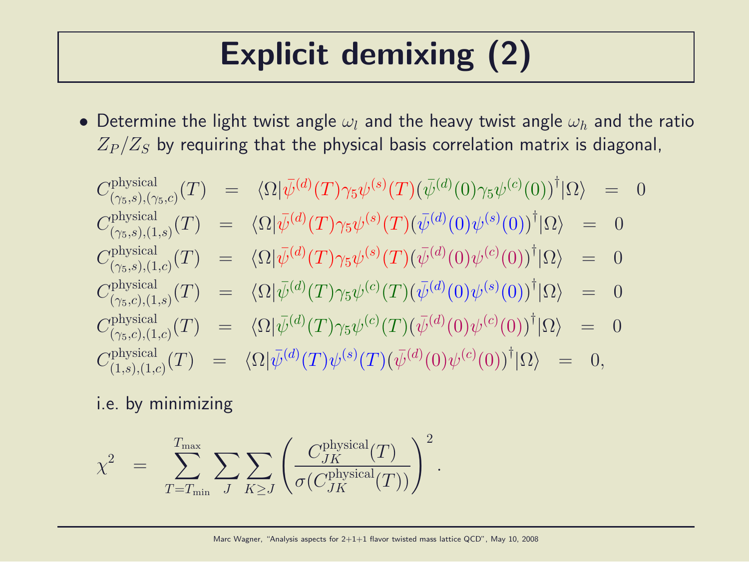# Explicit demixing (2)

- Determine the light twist angle $\omega_l$ and the heavy twist angle $\omega_h$ and the ratio $Z_P/Z_S$ by requiring that the physical basis correlation matrix is diagonal,

$$
\begin{aligned}
C^{\text{physical}}_{(\gamma_5,s),(\gamma_5,c)}(T) &= \langle\Omega|\bar{\psi}^{(d)}(T)\gamma_5\psi^{(s)}(T)(\bar{\psi}^{(d)}(0)\gamma_5\psi^{(c)}(0))^\dagger|\Omega\rangle = 0 \\
C^{\text{physical}}_{(\gamma_5,s),(1,s)}(T) &= \langle\Omega|\bar{\psi}^{(d)}(T)\gamma_5\psi^{(s)}(T)(\bar{\psi}^{(d)}(0)\psi^{(s)}(0))^\dagger|\Omega\rangle = 0 \\
C^{\text{physical}}_{(\gamma_5,s),(1,c)}(T) &= \langle\Omega|\bar{\psi}^{(d)}(T)\gamma_5\psi^{(s)}(T)(\bar{\psi}^{(d)}(0)\psi^{(c)}(0))^\dagger|\Omega\rangle = 0 \\
C^{\text{physical}}_{(\gamma_5,c),(1,s)}(T) &= \langle\Omega|\bar{\psi}^{(d)}(T)\gamma_5\psi^{(c)}(T)(\bar{\psi}^{(d)}(0)\psi^{(s)}(0))^\dagger|\Omega\rangle = 0 \\
C^{\text{physical}}_{(\gamma_5,c),(1,c)}(T) &= \langle\Omega|\bar{\psi}^{(d)}(T)\gamma_5\psi^{(c)}(T)(\bar{\psi}^{(d)}(0)\psi^{(c)}(0))^\dagger|\Omega\rangle = 0 \\
C^{\text{physical}}_{(1,s),(1,c)}(T) &= \langle\Omega|\bar{\psi}^{(d)}(T)\psi^{(s)}(T)(\bar{\psi}^{(d)}(0)\psi^{(c)}(0))^\dagger|\Omega\rangle = 0,
\end{aligned}
$$

  i.e. by minimizing

$$
\chi^2 = \sum_{T=T_{\text{min}}}^{T_{\text{max}}} \sum_J \sum_{K \geq J} \left(\frac{C^{\text{physical}}_{JK}(T)}{\sigma(C^{\text{physical}}_{JK}(T))}\right)^2 .
$$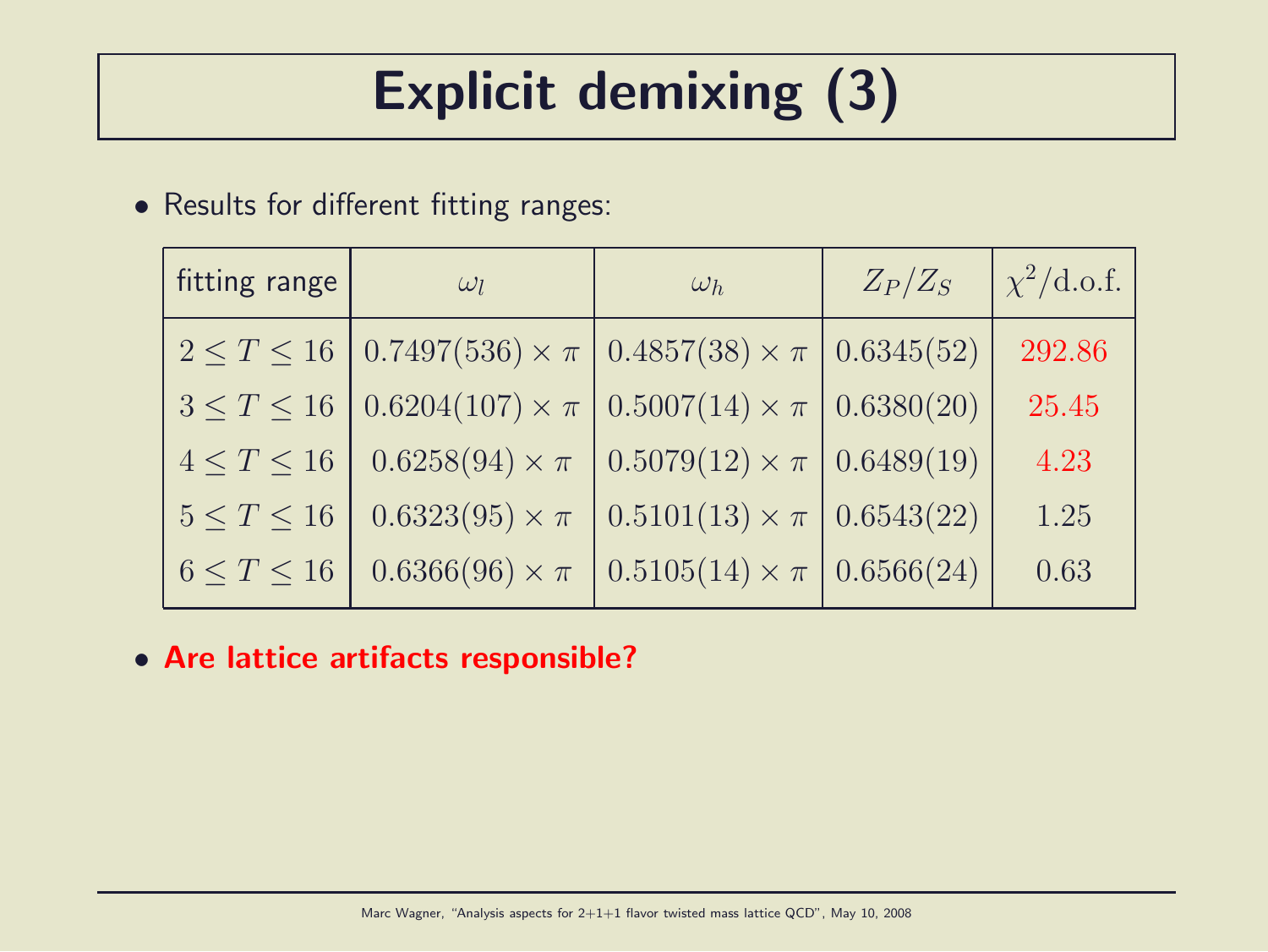# Explicit demixing (3)

- Results for different fitting ranges:

| fitting range | $\omega_l$ | $\omega_h$ | $Z_P/Z_S$ | $\chi^2/\text{d.o.f.}$ |
|---|---|---|---|---|
| $2 \leq T \leq 16$ | $0.7497(536) \times \pi$ | $0.4857(38) \times \pi$ | $0.6345(52)$ | $292.86$ |
| $3 \leq T \leq 16$ | $0.6204(107) \times \pi$ | $0.5007(14) \times \pi$ | $0.6380(20)$ | $25.45$ |
| $4 \leq T \leq 16$ | $0.6258(94) \times \pi$ | $0.5079(12) \times \pi$ | $0.6489(19)$ | $4.23$ |
| $5 \leq T \leq 16$ | $0.6323(95) \times \pi$ | $0.5101(13) \times \pi$ | $0.6543(22)$ | $1.25$ |
| $6 \leq T \leq 16$ | $0.6366(96) \times \pi$ | $0.5105(14) \times \pi$ | $0.6566(24)$ | $0.63$ |

- **Are lattice artifacts responsible?**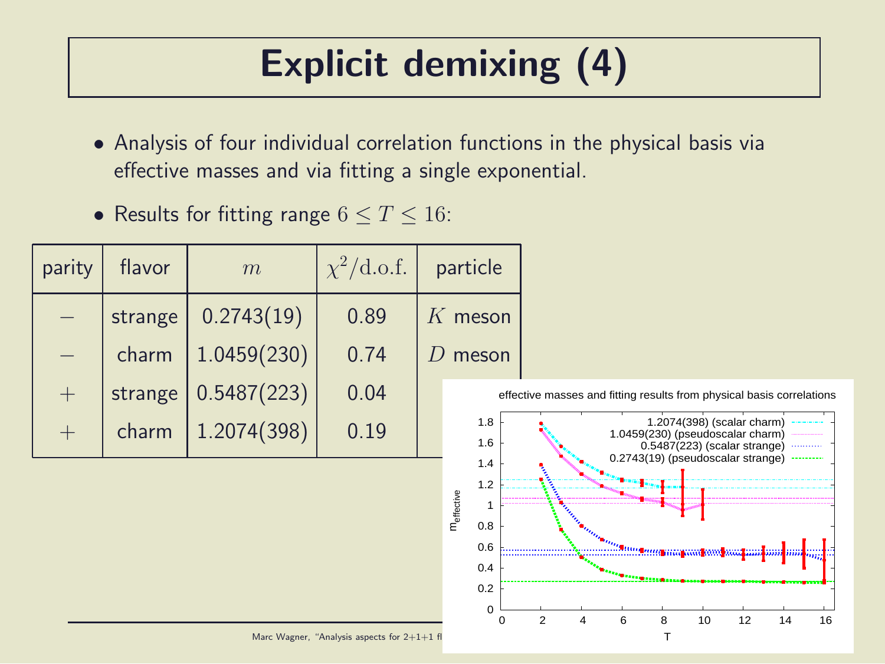# Explicit demixing (4)

- Analysis of four individual correlation functions in the physical basis via effective masses and via fitting a single exponential.
- Results for fitting range $6 \leq T \leq 16$:

| parity | flavor | $m$ | $\chi^2/\mathrm{d.o.f.}$ | particle |
|---|---|---|---|---|
| $-$ | strange | 0.2743(19) | 0.89 | $K$ meson |
| $-$ | charm | 1.0459(230) | 0.74 | $D$ meson |
| $+$ | strange | 0.5487(223) | 0.04 | |
| $+$ | charm | 1.2074(398) | 0.19 | |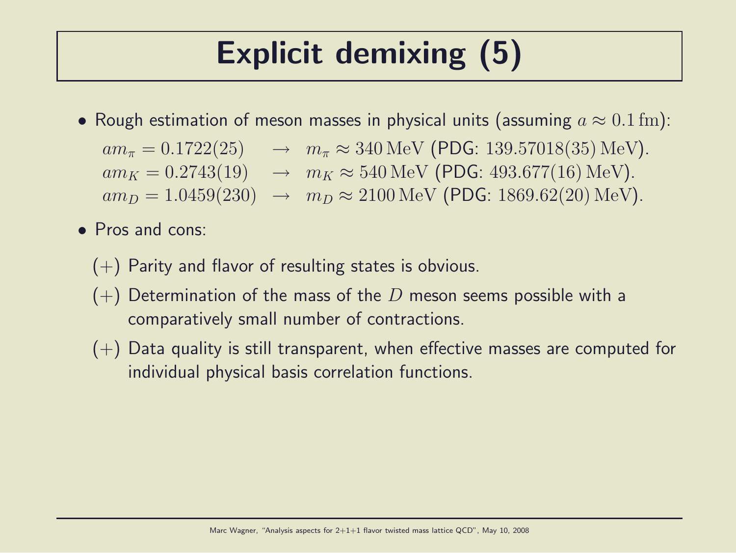# Explicit demixing (5)

- Rough estimation of meson masses in physical units (assuming $a \approx 0.1\,\mathrm{fm}$):

  $am_\pi = 0.1722(25) \quad \rightarrow \quad m_\pi \approx 340\,\mathrm{MeV}$ (PDG: $139.57018(35)\,\mathrm{MeV}$).
  $am_K = 0.2743(19) \quad \rightarrow \quad m_K \approx 540\,\mathrm{MeV}$ (PDG: $493.677(16)\,\mathrm{MeV}$).
  $am_D = 1.0459(230) \quad \rightarrow \quad m_D \approx 2100\,\mathrm{MeV}$ (PDG: $1869.62(20)\,\mathrm{MeV}$).

- Pros and cons:
  - (+) Parity and flavor of resulting states is obvious.
  - (+) Determination of the mass of the $D$ meson seems possible with a comparatively small number of contractions.
  - (+) Data quality is still transparent, when effective masses are computed for individual physical basis correlation functions.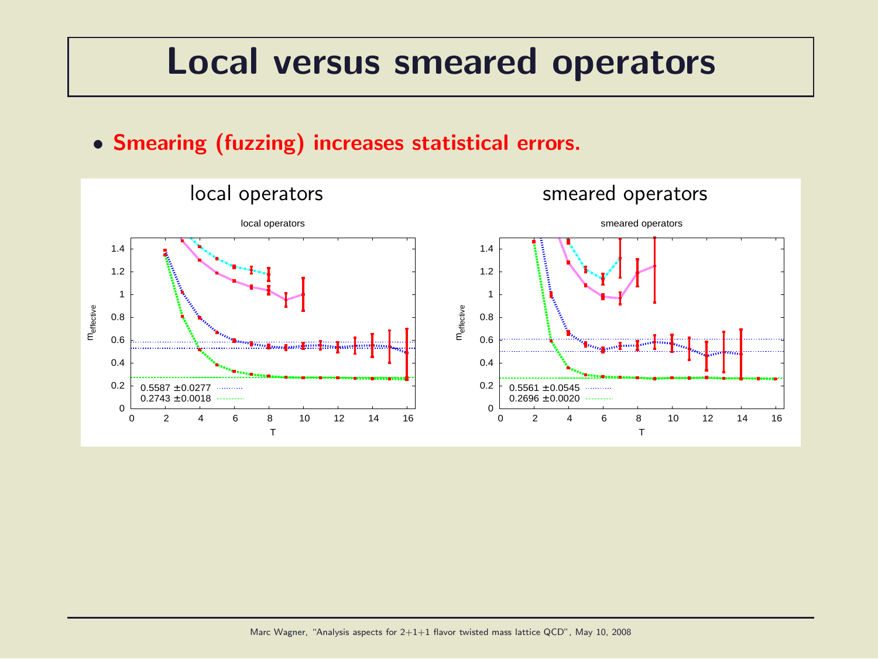# Local versus smeared operators

- **Smearing (fuzzing) increases statistical errors.**

local operators

smeared operators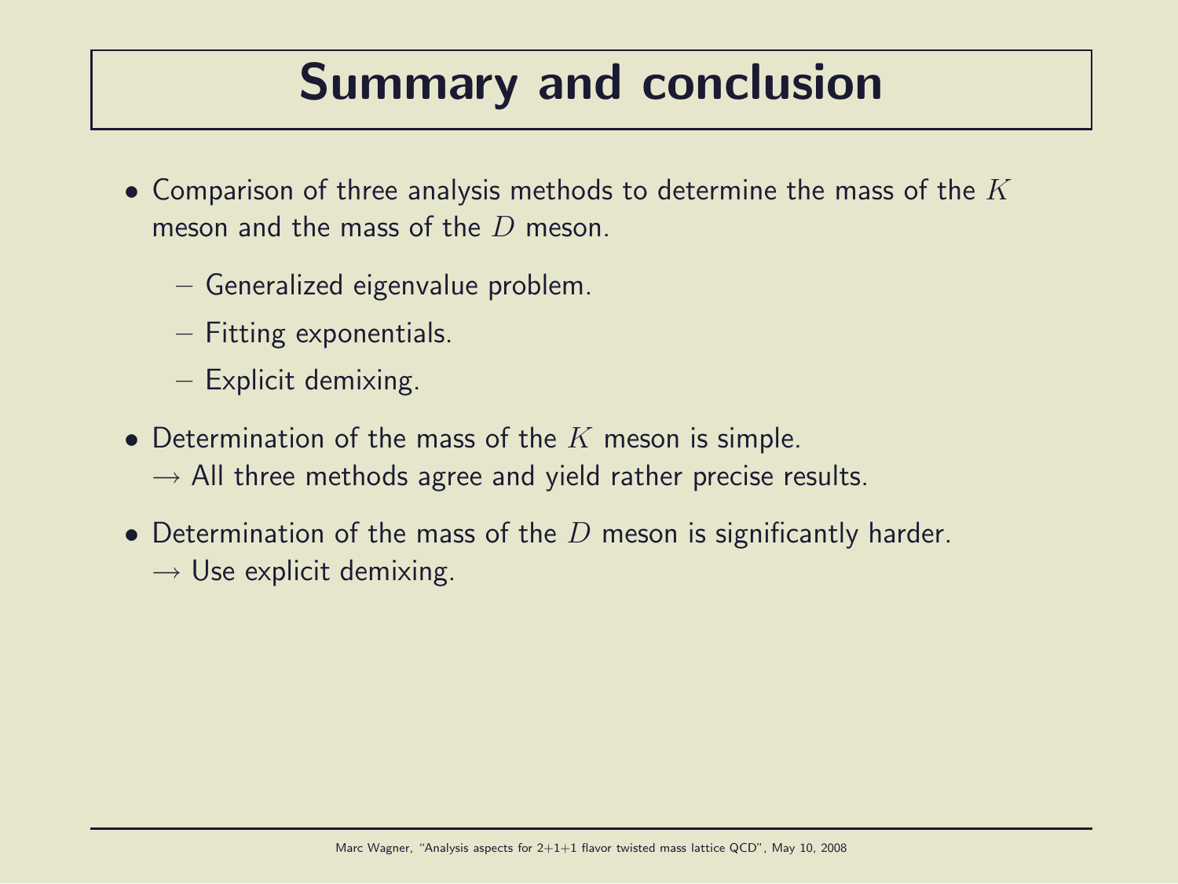# Summary and conclusion

- Comparison of three analysis methods to determine the mass of the $K$ meson and the mass of the $D$ meson.
  - Generalized eigenvalue problem.
  - Fitting exponentials.
  - Explicit demixing.
- Determination of the mass of the $K$ meson is simple.
  $\rightarrow$ All three methods agree and yield rather precise results.
- Determination of the mass of the $D$ meson is significantly harder.
  $\rightarrow$ Use explicit demixing.